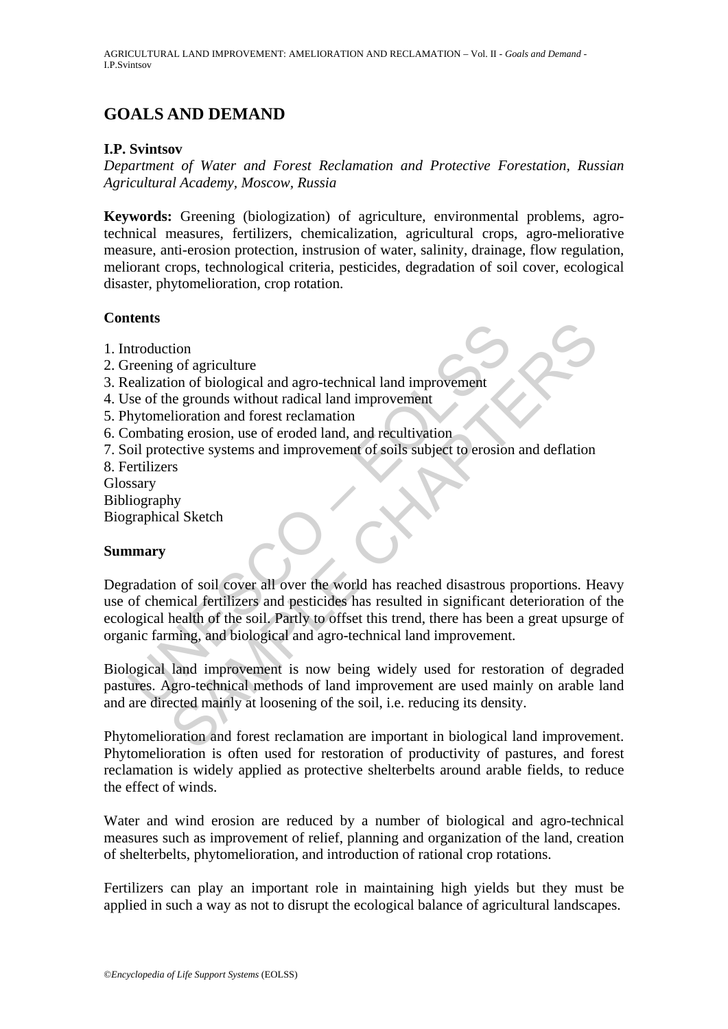# GOALS AND DEMAND

**I.P. Svintsov**

*Department of Water and Forest Reclamation and Protective Forestation, Russian Agricultural Academy, Moscow, Russia*

**Keywords:** Greening (biologization) of agriculture, environmental problems, agro-technical measures, fertilizers, chemicalization, agricultural crops, agro-meliorative measure, anti-erosion protection, instrusion of water, salinity, drainage, flow regulation, meliorant crops, technological criteria, pesticides, degradation of soil cover, ecological disaster, phytomelioration, crop rotation.

## Contents

1. Introduction
2. Greening of agriculture
3. Realization of biological and agro-technical land improvement
4. Use of the grounds without radical land improvement
5. Phytomelioration and forest reclamation
6. Combating erosion, use of eroded land, and recultivation
7. Soil protective systems and improvement of soils subject to erosion and deflation
8. Fertilizers

Glossary
Bibliography
Biographical Sketch

## Summary

Degradation of soil cover all over the world has reached disastrous proportions. Heavy use of chemical fertilizers and pesticides has resulted in significant deterioration of the ecological health of the soil. Partly to offset this trend, there has been a great upsurge of organic farming, and biological and agro-technical land improvement.

Biological land improvement is now being widely used for restoration of degraded pastures. Agro-technical methods of land improvement are used mainly on arable land and are directed mainly at loosening of the soil, i.e. reducing its density.

Phytomelioration and forest reclamation are important in biological land improvement. Phytomelioration is often used for restoration of productivity of pastures, and forest reclamation is widely applied as protective shelterbelts around arable fields, to reduce the effect of winds.

Water and wind erosion are reduced by a number of biological and agro-technical measures such as improvement of relief, planning and organization of the land, creation of shelterbelts, phytomelioration, and introduction of rational crop rotations.

Fertilizers can play an important role in maintaining high yields but they must be applied in such a way as not to disrupt the ecological balance of agricultural landscapes.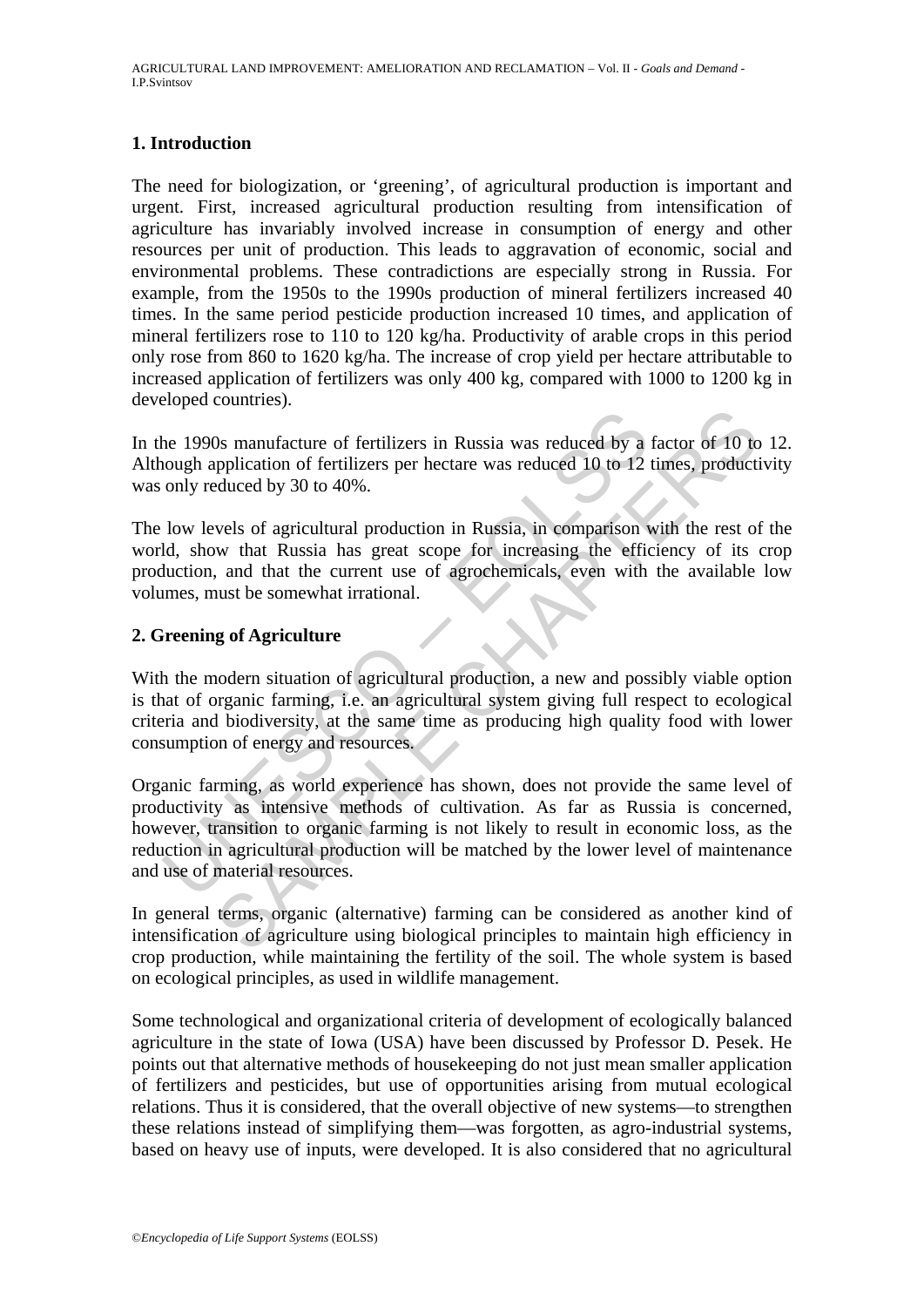## 1. Introduction

The need for biologization, or 'greening', of agricultural production is important and urgent. First, increased agricultural production resulting from intensification of agriculture has invariably involved increase in consumption of energy and other resources per unit of production. This leads to aggravation of economic, social and environmental problems. These contradictions are especially strong in Russia. For example, from the 1950s to the 1990s production of mineral fertilizers increased 40 times. In the same period pesticide production increased 10 times, and application of mineral fertilizers rose to 110 to 120 kg/ha. Productivity of arable crops in this period only rose from 860 to 1620 kg/ha. The increase of crop yield per hectare attributable to increased application of fertilizers was only 400 kg, compared with 1000 to 1200 kg in developed countries).

In the 1990s manufacture of fertilizers in Russia was reduced by a factor of 10 to 12. Although application of fertilizers per hectare was reduced 10 to 12 times, productivity was only reduced by 30 to 40%.

The low levels of agricultural production in Russia, in comparison with the rest of the world, show that Russia has great scope for increasing the efficiency of its crop production, and that the current use of agrochemicals, even with the available low volumes, must be somewhat irrational.

## 2. Greening of Agriculture

With the modern situation of agricultural production, a new and possibly viable option is that of organic farming, i.e. an agricultural system giving full respect to ecological criteria and biodiversity, at the same time as producing high quality food with lower consumption of energy and resources.

Organic farming, as world experience has shown, does not provide the same level of productivity as intensive methods of cultivation. As far as Russia is concerned, however, transition to organic farming is not likely to result in economic loss, as the reduction in agricultural production will be matched by the lower level of maintenance and use of material resources.

In general terms, organic (alternative) farming can be considered as another kind of intensification of agriculture using biological principles to maintain high efficiency in crop production, while maintaining the fertility of the soil. The whole system is based on ecological principles, as used in wildlife management.

Some technological and organizational criteria of development of ecologically balanced agriculture in the state of Iowa (USA) have been discussed by Professor D. Pesek. He points out that alternative methods of housekeeping do not just mean smaller application of fertilizers and pesticides, but use of opportunities arising from mutual ecological relations. Thus it is considered, that the overall objective of new systems—to strengthen these relations instead of simplifying them—was forgotten, as agro-industrial systems, based on heavy use of inputs, were developed. It is also considered that no agricultural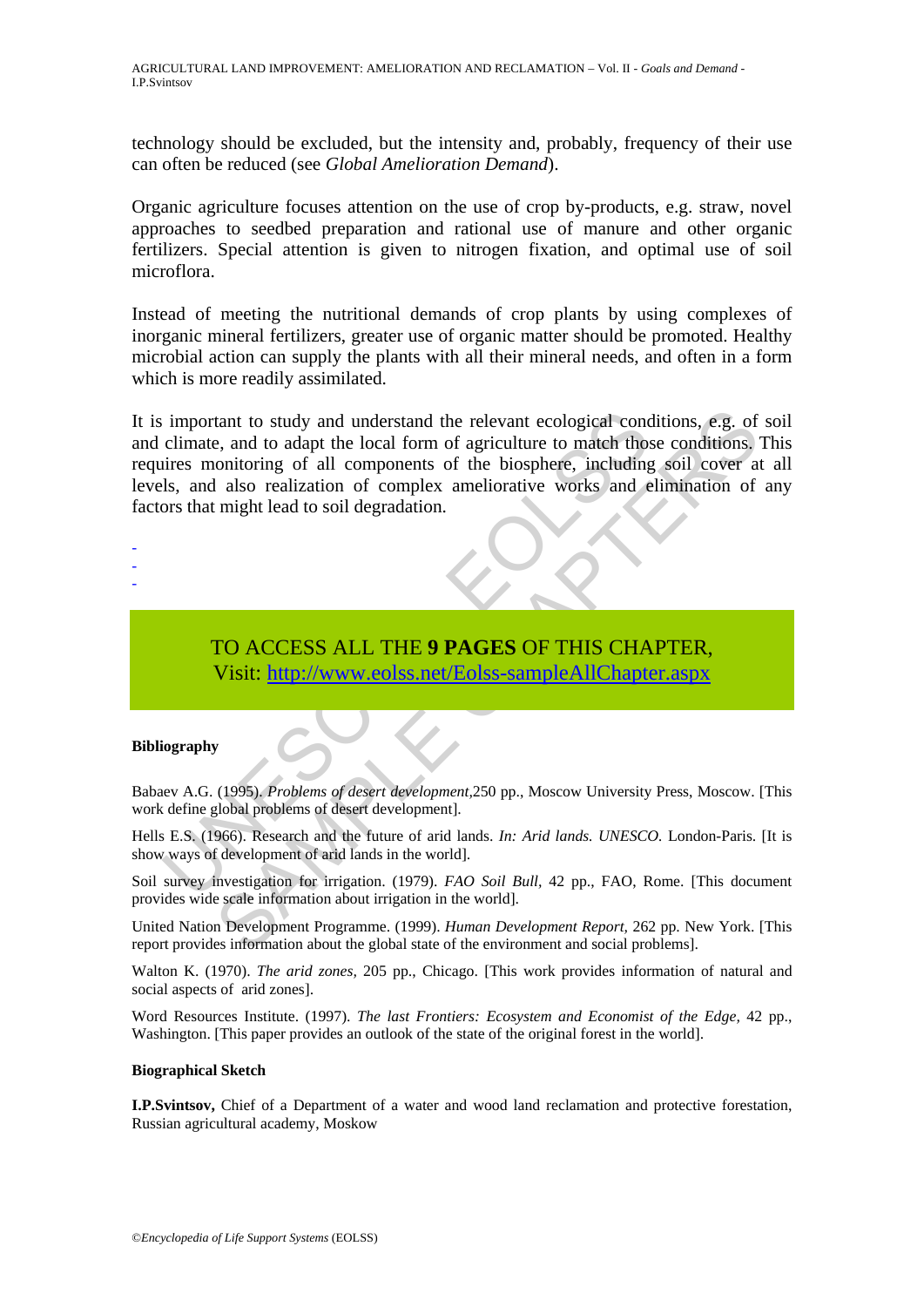technology should be excluded, but the intensity and, probably, frequency of their use can often be reduced (see *Global Amelioration Demand*).

Organic agriculture focuses attention on the use of crop by-products, e.g. straw, novel approaches to seedbed preparation and rational use of manure and other organic fertilizers. Special attention is given to nitrogen fixation, and optimal use of soil microflora.

Instead of meeting the nutritional demands of crop plants by using complexes of inorganic mineral fertilizers, greater use of organic matter should be promoted. Healthy microbial action can supply the plants with all their mineral needs, and often in a form which is more readily assimilated.

It is important to study and understand the relevant ecological conditions, e.g. of soil and climate, and to adapt the local form of agriculture to match those conditions. This requires monitoring of all components of the biosphere, including soil cover at all levels, and also realization of complex ameliorative works and elimination of any factors that might lead to soil degradation.

-
-
-

TO ACCESS ALL THE **9 PAGES** OF THIS CHAPTER,
Visit: http://www.eolss.net/Eolss-sampleAllChapter.aspx

**Bibliography**

Babaev A.G. (1995). *Problems of desert development,*250 pp., Moscow University Press, Moscow. [This work define global problems of desert development].

Hells E.S. (1966). Research and the future of arid lands. *In: Arid lands. UNESCO.* London-Paris. [It is show ways of development of arid lands in the world].

Soil survey investigation for irrigation. (1979). *FAO Soil Bull,* 42 pp., FAO, Rome. [This document provides wide scale information about irrigation in the world].

United Nation Development Programme. (1999). *Human Development Report,* 262 pp. New York. [This report provides information about the global state of the environment and social problems].

Walton K. (1970). *The arid zones,* 205 pp., Chicago. [This work provides information of natural and social aspects of arid zones].

Word Resources Institute. (1997). *The last Frontiers: Ecosystem and Economist of the Edge,* 42 pp., Washington. [This paper provides an outlook of the state of the original forest in the world].

**Biographical Sketch**

**I.P.Svintsov,** Chief of a Department of a water and wood land reclamation and protective forestation, Russian agricultural academy, Moskow